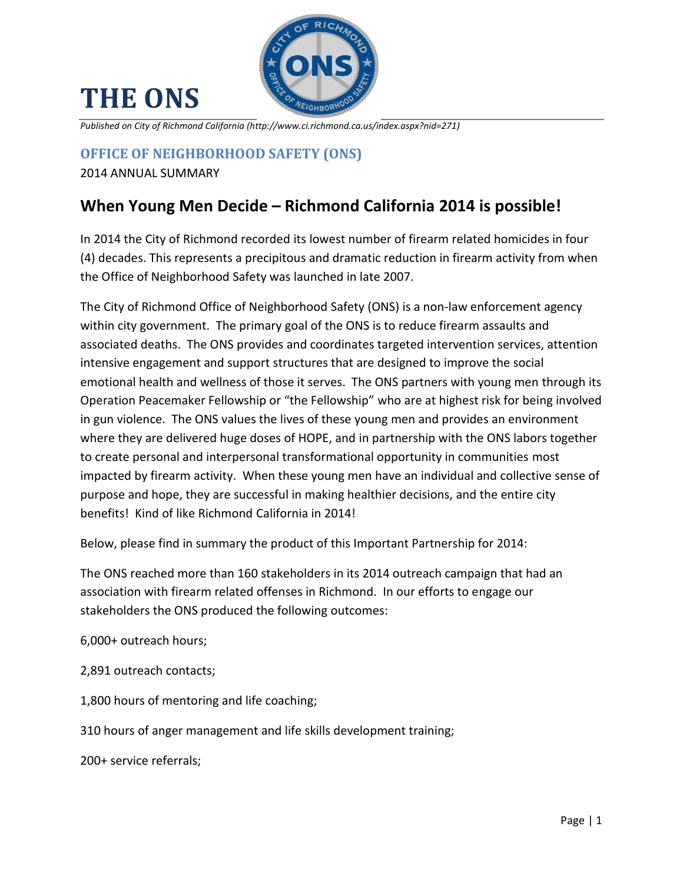# THE ONS

*Published on City of Richmond California (http://www.ci.richmond.ca.us/index.aspx?nid=271)*

## OFFICE OF NEIGHBORHOOD SAFETY (ONS)

2014 ANNUAL SUMMARY

## When Young Men Decide – Richmond California 2014 is possible!

In 2014 the City of Richmond recorded its lowest number of firearm related homicides in four (4) decades. This represents a precipitous and dramatic reduction in firearm activity from when the Office of Neighborhood Safety was launched in late 2007.

The City of Richmond Office of Neighborhood Safety (ONS) is a non-law enforcement agency within city government. The primary goal of the ONS is to reduce firearm assaults and associated deaths. The ONS provides and coordinates targeted intervention services, attention intensive engagement and support structures that are designed to improve the social emotional health and wellness of those it serves. The ONS partners with young men through its Operation Peacemaker Fellowship or "the Fellowship" who are at highest risk for being involved in gun violence. The ONS values the lives of these young men and provides an environment where they are delivered huge doses of HOPE, and in partnership with the ONS labors together to create personal and interpersonal transformational opportunity in communities most impacted by firearm activity. When these young men have an individual and collective sense of purpose and hope, they are successful in making healthier decisions, and the entire city benefits! Kind of like Richmond California in 2014!

Below, please find in summary the product of this Important Partnership for 2014:

The ONS reached more than 160 stakeholders in its 2014 outreach campaign that had an association with firearm related offenses in Richmond. In our efforts to engage our stakeholders the ONS produced the following outcomes:

6,000+ outreach hours;

2,891 outreach contacts;

1,800 hours of mentoring and life coaching;

310 hours of anger management and life skills development training;

200+ service referrals;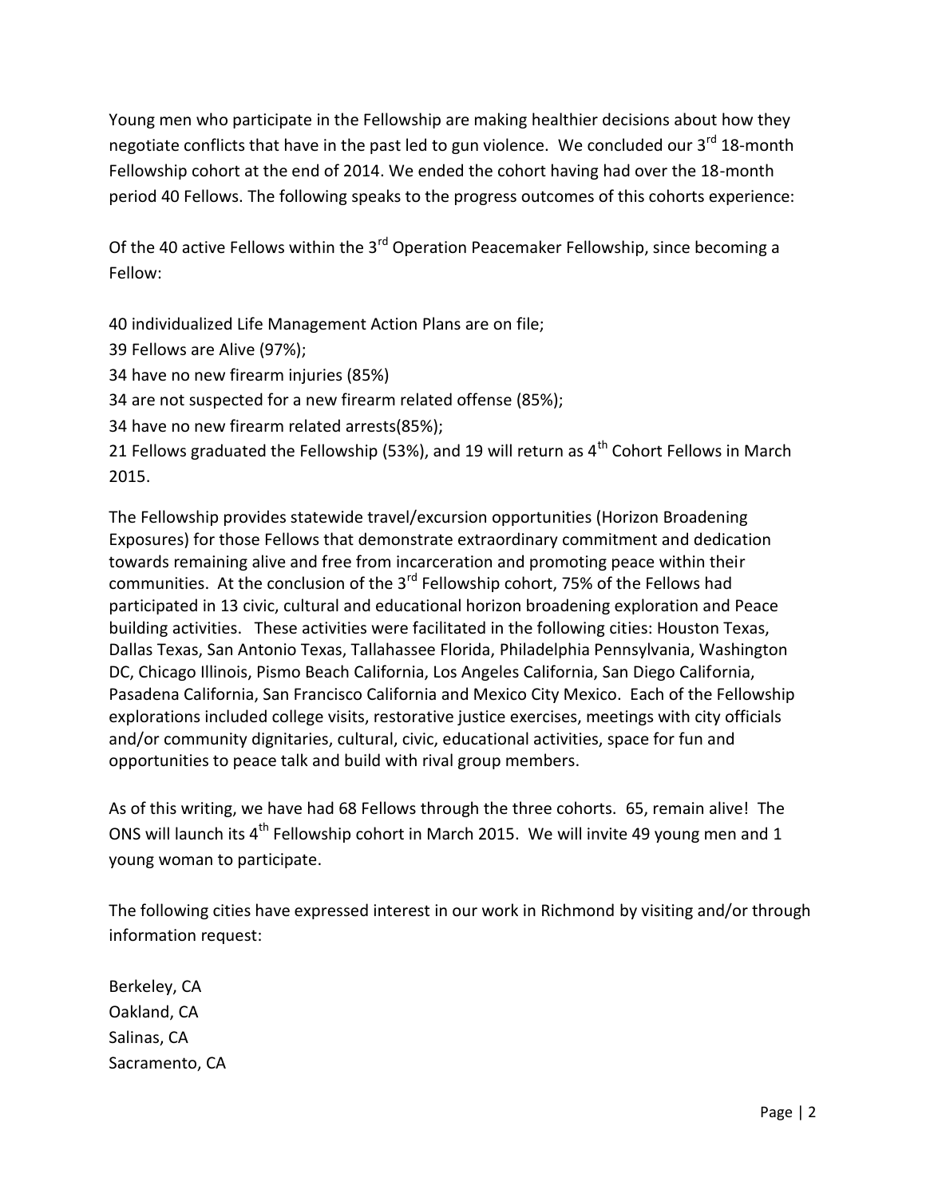Young men who participate in the Fellowship are making healthier decisions about how they negotiate conflicts that have in the past led to gun violence. We concluded our 3rd 18-month Fellowship cohort at the end of 2014. We ended the cohort having had over the 18-month period 40 Fellows. The following speaks to the progress outcomes of this cohorts experience:

Of the 40 active Fellows within the 3rd Operation Peacemaker Fellowship, since becoming a Fellow:

40 individualized Life Management Action Plans are on file;
39 Fellows are Alive (97%);
34 have no new firearm injuries (85%)
34 are not suspected for a new firearm related offense (85%);
34 have no new firearm related arrests(85%);
21 Fellows graduated the Fellowship (53%), and 19 will return as 4th Cohort Fellows in March 2015.

The Fellowship provides statewide travel/excursion opportunities (Horizon Broadening Exposures) for those Fellows that demonstrate extraordinary commitment and dedication towards remaining alive and free from incarceration and promoting peace within their communities. At the conclusion of the 3rd Fellowship cohort, 75% of the Fellows had participated in 13 civic, cultural and educational horizon broadening exploration and Peace building activities. These activities were facilitated in the following cities: Houston Texas, Dallas Texas, San Antonio Texas, Tallahassee Florida, Philadelphia Pennsylvania, Washington DC, Chicago Illinois, Pismo Beach California, Los Angeles California, San Diego California, Pasadena California, San Francisco California and Mexico City Mexico. Each of the Fellowship explorations included college visits, restorative justice exercises, meetings with city officials and/or community dignitaries, cultural, civic, educational activities, space for fun and opportunities to peace talk and build with rival group members.

As of this writing, we have had 68 Fellows through the three cohorts. 65, remain alive! The ONS will launch its 4th Fellowship cohort in March 2015. We will invite 49 young men and 1 young woman to participate.

The following cities have expressed interest in our work in Richmond by visiting and/or through information request:

Berkeley, CA
Oakland, CA
Salinas, CA
Sacramento, CA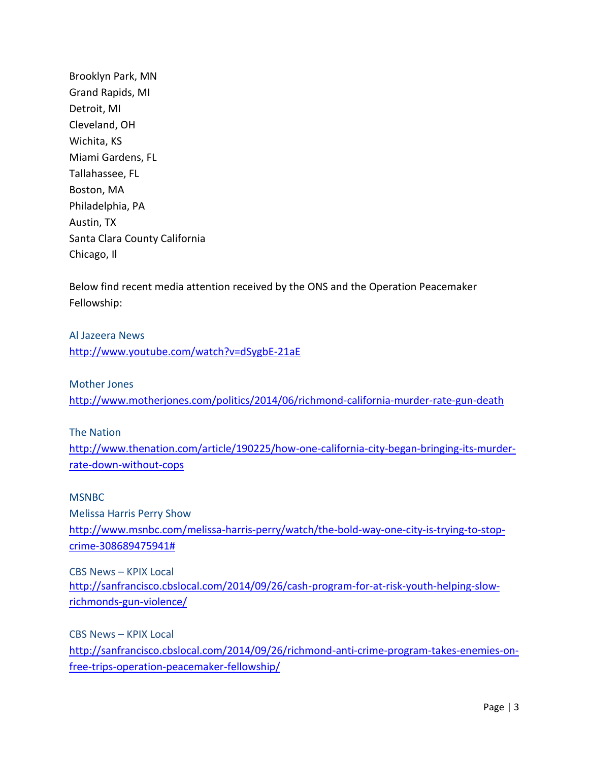Brooklyn Park, MN
Grand Rapids, MI
Detroit, MI
Cleveland, OH
Wichita, KS
Miami Gardens, FL
Tallahassee, FL
Boston, MA
Philadelphia, PA
Austin, TX
Santa Clara County California
Chicago, Il

Below find recent media attention received by the ONS and the Operation Peacemaker Fellowship:

Al Jazeera News
http://www.youtube.com/watch?v=dSygbE-21aE

Mother Jones
http://www.motherjones.com/politics/2014/06/richmond-california-murder-rate-gun-death

The Nation
http://www.thenation.com/article/190225/how-one-california-city-began-bringing-its-murder-rate-down-without-cops

MSNBC
Melissa Harris Perry Show
http://www.msnbc.com/melissa-harris-perry/watch/the-bold-way-one-city-is-trying-to-stop-crime-308689475941#

CBS News – KPIX Local
http://sanfrancisco.cbslocal.com/2014/09/26/cash-program-for-at-risk-youth-helping-slow-richmonds-gun-violence/

CBS News – KPIX Local
http://sanfrancisco.cbslocal.com/2014/09/26/richmond-anti-crime-program-takes-enemies-on-free-trips-operation-peacemaker-fellowship/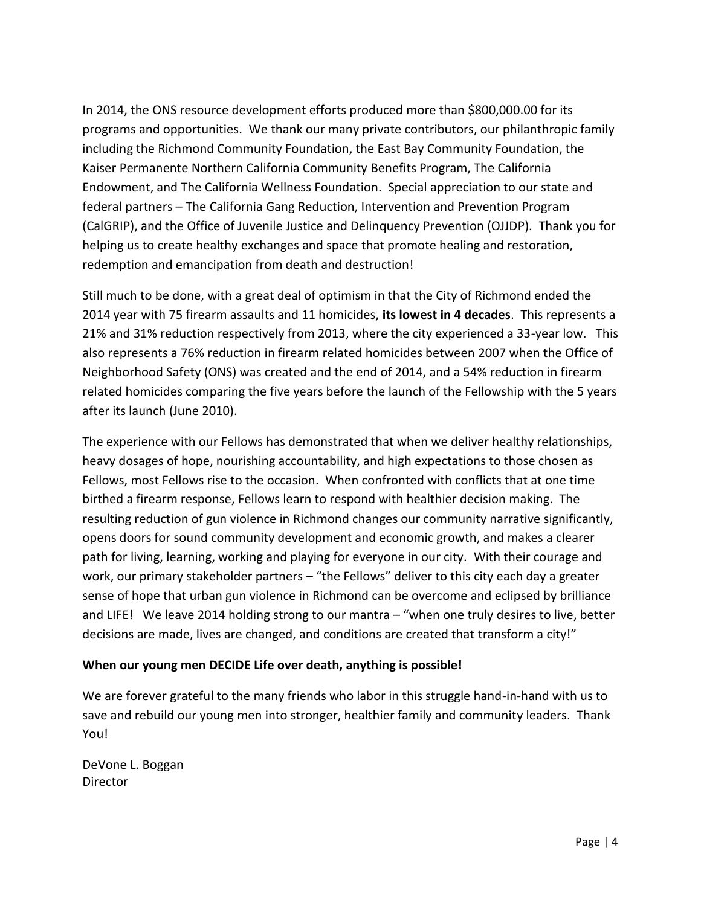In 2014, the ONS resource development efforts produced more than $800,000.00 for its programs and opportunities. We thank our many private contributors, our philanthropic family including the Richmond Community Foundation, the East Bay Community Foundation, the Kaiser Permanente Northern California Community Benefits Program, The California Endowment, and The California Wellness Foundation. Special appreciation to our state and federal partners – The California Gang Reduction, Intervention and Prevention Program (CalGRIP), and the Office of Juvenile Justice and Delinquency Prevention (OJJDP). Thank you for helping us to create healthy exchanges and space that promote healing and restoration, redemption and emancipation from death and destruction!

Still much to be done, with a great deal of optimism in that the City of Richmond ended the 2014 year with 75 firearm assaults and 11 homicides, **its lowest in 4 decades**. This represents a 21% and 31% reduction respectively from 2013, where the city experienced a 33-year low. This also represents a 76% reduction in firearm related homicides between 2007 when the Office of Neighborhood Safety (ONS) was created and the end of 2014, and a 54% reduction in firearm related homicides comparing the five years before the launch of the Fellowship with the 5 years after its launch (June 2010).

The experience with our Fellows has demonstrated that when we deliver healthy relationships, heavy dosages of hope, nourishing accountability, and high expectations to those chosen as Fellows, most Fellows rise to the occasion. When confronted with conflicts that at one time birthed a firearm response, Fellows learn to respond with healthier decision making. The resulting reduction of gun violence in Richmond changes our community narrative significantly, opens doors for sound community development and economic growth, and makes a clearer path for living, learning, working and playing for everyone in our city. With their courage and work, our primary stakeholder partners – "the Fellows" deliver to this city each day a greater sense of hope that urban gun violence in Richmond can be overcome and eclipsed by brilliance and LIFE! We leave 2014 holding strong to our mantra – "when one truly desires to live, better decisions are made, lives are changed, and conditions are created that transform a city!"

**When our young men DECIDE Life over death, anything is possible!**

We are forever grateful to the many friends who labor in this struggle hand-in-hand with us to save and rebuild our young men into stronger, healthier family and community leaders. Thank You!

DeVone L. Boggan
Director